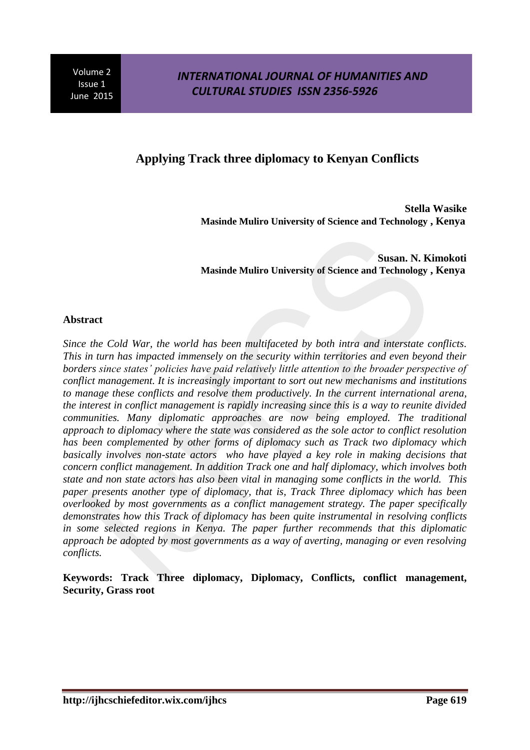# Applying Track three diplomacy to Kenyan Conflicts

**Stella Wasike**
**Masinde Muliro University of Science and Technology , Kenya**

**Susan. N. Kimokoti**
**Masinde Muliro University of Science and Technology , Kenya**

## Abstract

*Since the Cold War, the world has been multifaceted by both intra and interstate conflicts. This in turn has impacted immensely on the security within territories and even beyond their borders since states' policies have paid relatively little attention to the broader perspective of conflict management. It is increasingly important to sort out new mechanisms and institutions to manage these conflicts and resolve them productively. In the current international arena, the interest in conflict management is rapidly increasing since this is a way to reunite divided communities. Many diplomatic approaches are now being employed. The traditional approach to diplomacy where the state was considered as the sole actor to conflict resolution has been complemented by other forms of diplomacy such as Track two diplomacy which basically involves non-state actors who have played a key role in making decisions that concern conflict management. In addition Track one and half diplomacy, which involves both state and non state actors has also been vital in managing some conflicts in the world. This paper presents another type of diplomacy, that is, Track Three diplomacy which has been overlooked by most governments as a conflict management strategy. The paper specifically demonstrates how this Track of diplomacy has been quite instrumental in resolving conflicts in some selected regions in Kenya. The paper further recommends that this diplomatic approach be adopted by most governments as a way of averting, managing or even resolving conflicts.*

**Keywords: Track Three diplomacy, Diplomacy, Conflicts, conflict management, Security, Grass root**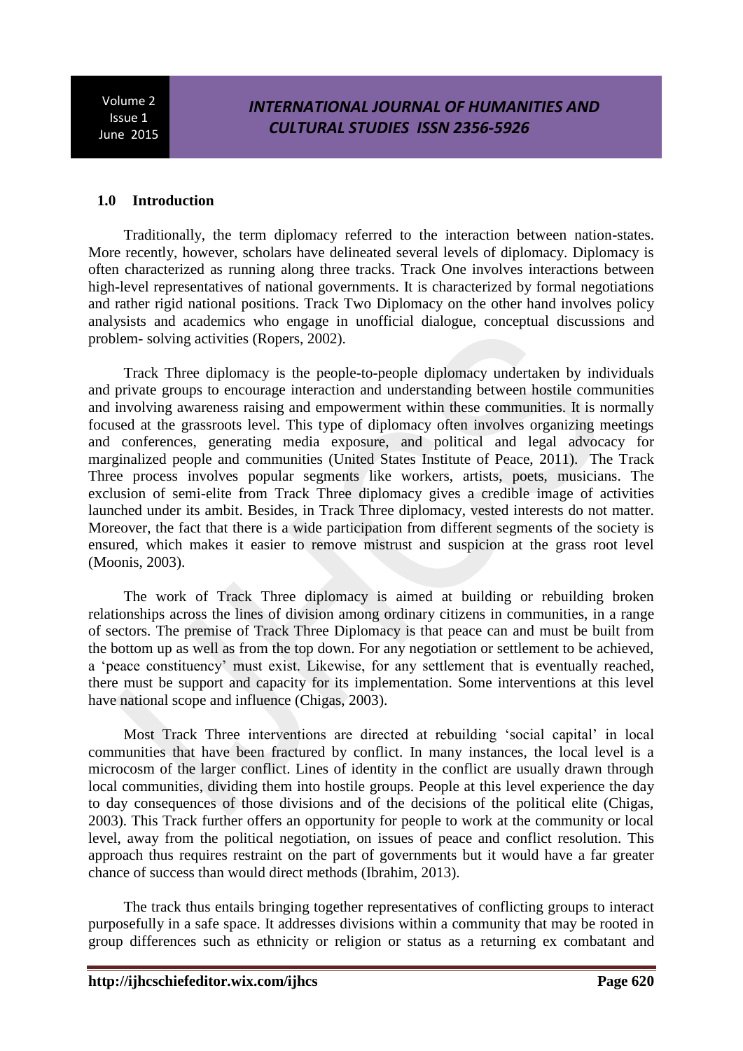## 1.0 Introduction

Traditionally, the term diplomacy referred to the interaction between nation-states. More recently, however, scholars have delineated several levels of diplomacy. Diplomacy is often characterized as running along three tracks. Track One involves interactions between high-level representatives of national governments. It is characterized by formal negotiations and rather rigid national positions. Track Two Diplomacy on the other hand involves policy analysists and academics who engage in unofficial dialogue, conceptual discussions and problem- solving activities (Ropers, 2002).

Track Three diplomacy is the people-to-people diplomacy undertaken by individuals and private groups to encourage interaction and understanding between hostile communities and involving awareness raising and empowerment within these communities. It is normally focused at the grassroots level. This type of diplomacy often involves organizing meetings and conferences, generating media exposure, and political and legal advocacy for marginalized people and communities (United States Institute of Peace, 2011). The Track Three process involves popular segments like workers, artists, poets, musicians. The exclusion of semi-elite from Track Three diplomacy gives a credible image of activities launched under its ambit. Besides, in Track Three diplomacy, vested interests do not matter. Moreover, the fact that there is a wide participation from different segments of the society is ensured, which makes it easier to remove mistrust and suspicion at the grass root level (Moonis, 2003).

The work of Track Three diplomacy is aimed at building or rebuilding broken relationships across the lines of division among ordinary citizens in communities, in a range of sectors. The premise of Track Three Diplomacy is that peace can and must be built from the bottom up as well as from the top down. For any negotiation or settlement to be achieved, a 'peace constituency' must exist. Likewise, for any settlement that is eventually reached, there must be support and capacity for its implementation. Some interventions at this level have national scope and influence (Chigas, 2003).

Most Track Three interventions are directed at rebuilding 'social capital' in local communities that have been fractured by conflict. In many instances, the local level is a microcosm of the larger conflict. Lines of identity in the conflict are usually drawn through local communities, dividing them into hostile groups. People at this level experience the day to day consequences of those divisions and of the decisions of the political elite (Chigas, 2003). This Track further offers an opportunity for people to work at the community or local level, away from the political negotiation, on issues of peace and conflict resolution. This approach thus requires restraint on the part of governments but it would have a far greater chance of success than would direct methods (Ibrahim, 2013).

The track thus entails bringing together representatives of conflicting groups to interact purposefully in a safe space. It addresses divisions within a community that may be rooted in group differences such as ethnicity or religion or status as a returning ex combatant and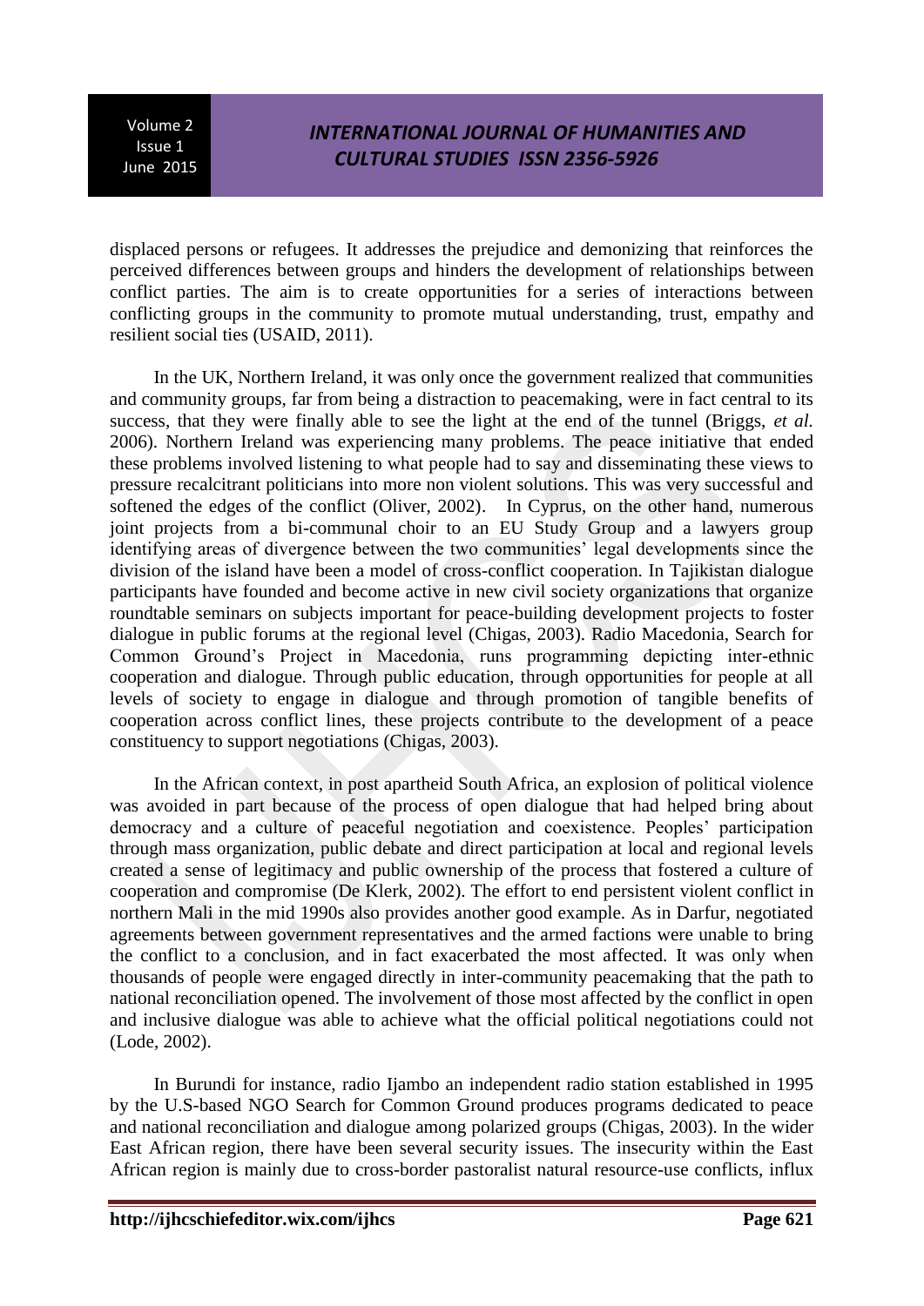displaced persons or refugees. It addresses the prejudice and demonizing that reinforces the perceived differences between groups and hinders the development of relationships between conflict parties. The aim is to create opportunities for a series of interactions between conflicting groups in the community to promote mutual understanding, trust, empathy and resilient social ties (USAID, 2011).

In the UK, Northern Ireland, it was only once the government realized that communities and community groups, far from being a distraction to peacemaking, were in fact central to its success, that they were finally able to see the light at the end of the tunnel (Briggs, *et al.* 2006). Northern Ireland was experiencing many problems. The peace initiative that ended these problems involved listening to what people had to say and disseminating these views to pressure recalcitrant politicians into more non violent solutions. This was very successful and softened the edges of the conflict (Oliver, 2002). In Cyprus, on the other hand, numerous joint projects from a bi-communal choir to an EU Study Group and a lawyers group identifying areas of divergence between the two communities' legal developments since the division of the island have been a model of cross-conflict cooperation. In Tajikistan dialogue participants have founded and become active in new civil society organizations that organize roundtable seminars on subjects important for peace-building development projects to foster dialogue in public forums at the regional level (Chigas, 2003). Radio Macedonia, Search for Common Ground's Project in Macedonia, runs programming depicting inter-ethnic cooperation and dialogue. Through public education, through opportunities for people at all levels of society to engage in dialogue and through promotion of tangible benefits of cooperation across conflict lines, these projects contribute to the development of a peace constituency to support negotiations (Chigas, 2003).

In the African context, in post apartheid South Africa, an explosion of political violence was avoided in part because of the process of open dialogue that had helped bring about democracy and a culture of peaceful negotiation and coexistence. Peoples' participation through mass organization, public debate and direct participation at local and regional levels created a sense of legitimacy and public ownership of the process that fostered a culture of cooperation and compromise (De Klerk, 2002). The effort to end persistent violent conflict in northern Mali in the mid 1990s also provides another good example. As in Darfur, negotiated agreements between government representatives and the armed factions were unable to bring the conflict to a conclusion, and in fact exacerbated the most affected. It was only when thousands of people were engaged directly in inter-community peacemaking that the path to national reconciliation opened. The involvement of those most affected by the conflict in open and inclusive dialogue was able to achieve what the official political negotiations could not (Lode, 2002).

In Burundi for instance, radio Ijambo an independent radio station established in 1995 by the U.S-based NGO Search for Common Ground produces programs dedicated to peace and national reconciliation and dialogue among polarized groups (Chigas, 2003). In the wider East African region, there have been several security issues. The insecurity within the East African region is mainly due to cross-border pastoralist natural resource-use conflicts, influx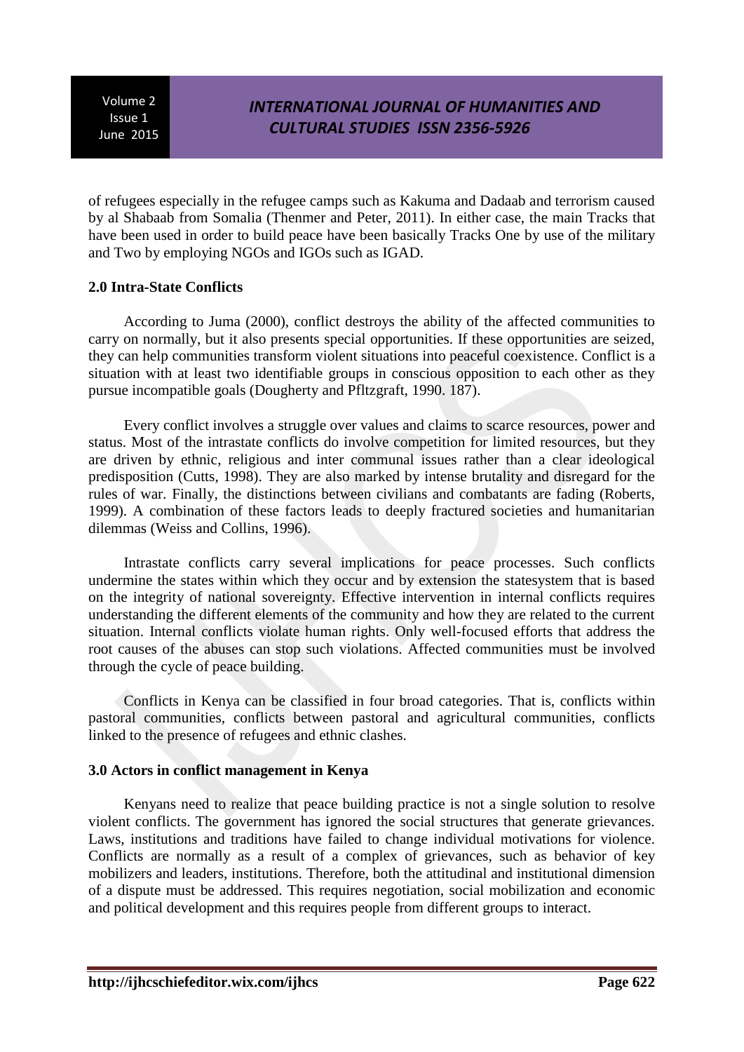of refugees especially in the refugee camps such as Kakuma and Dadaab and terrorism caused by al Shabaab from Somalia (Thenmer and Peter, 2011). In either case, the main Tracks that have been used in order to build peace have been basically Tracks One by use of the military and Two by employing NGOs and IGOs such as IGAD.

## 2.0 Intra-State Conflicts

According to Juma (2000), conflict destroys the ability of the affected communities to carry on normally, but it also presents special opportunities. If these opportunities are seized, they can help communities transform violent situations into peaceful coexistence. Conflict is a situation with at least two identifiable groups in conscious opposition to each other as they pursue incompatible goals (Dougherty and Pfltzgraft, 1990. 187).

Every conflict involves a struggle over values and claims to scarce resources, power and status. Most of the intrastate conflicts do involve competition for limited resources, but they are driven by ethnic, religious and inter communal issues rather than a clear ideological predisposition (Cutts, 1998). They are also marked by intense brutality and disregard for the rules of war. Finally, the distinctions between civilians and combatants are fading (Roberts, 1999). A combination of these factors leads to deeply fractured societies and humanitarian dilemmas (Weiss and Collins, 1996).

Intrastate conflicts carry several implications for peace processes. Such conflicts undermine the states within which they occur and by extension the statesystem that is based on the integrity of national sovereignty. Effective intervention in internal conflicts requires understanding the different elements of the community and how they are related to the current situation. Internal conflicts violate human rights. Only well-focused efforts that address the root causes of the abuses can stop such violations. Affected communities must be involved through the cycle of peace building.

Conflicts in Kenya can be classified in four broad categories. That is, conflicts within pastoral communities, conflicts between pastoral and agricultural communities, conflicts linked to the presence of refugees and ethnic clashes.

## 3.0 Actors in conflict management in Kenya

Kenyans need to realize that peace building practice is not a single solution to resolve violent conflicts. The government has ignored the social structures that generate grievances. Laws, institutions and traditions have failed to change individual motivations for violence. Conflicts are normally as a result of a complex of grievances, such as behavior of key mobilizers and leaders, institutions. Therefore, both the attitudinal and institutional dimension of a dispute must be addressed. This requires negotiation, social mobilization and economic and political development and this requires people from different groups to interact.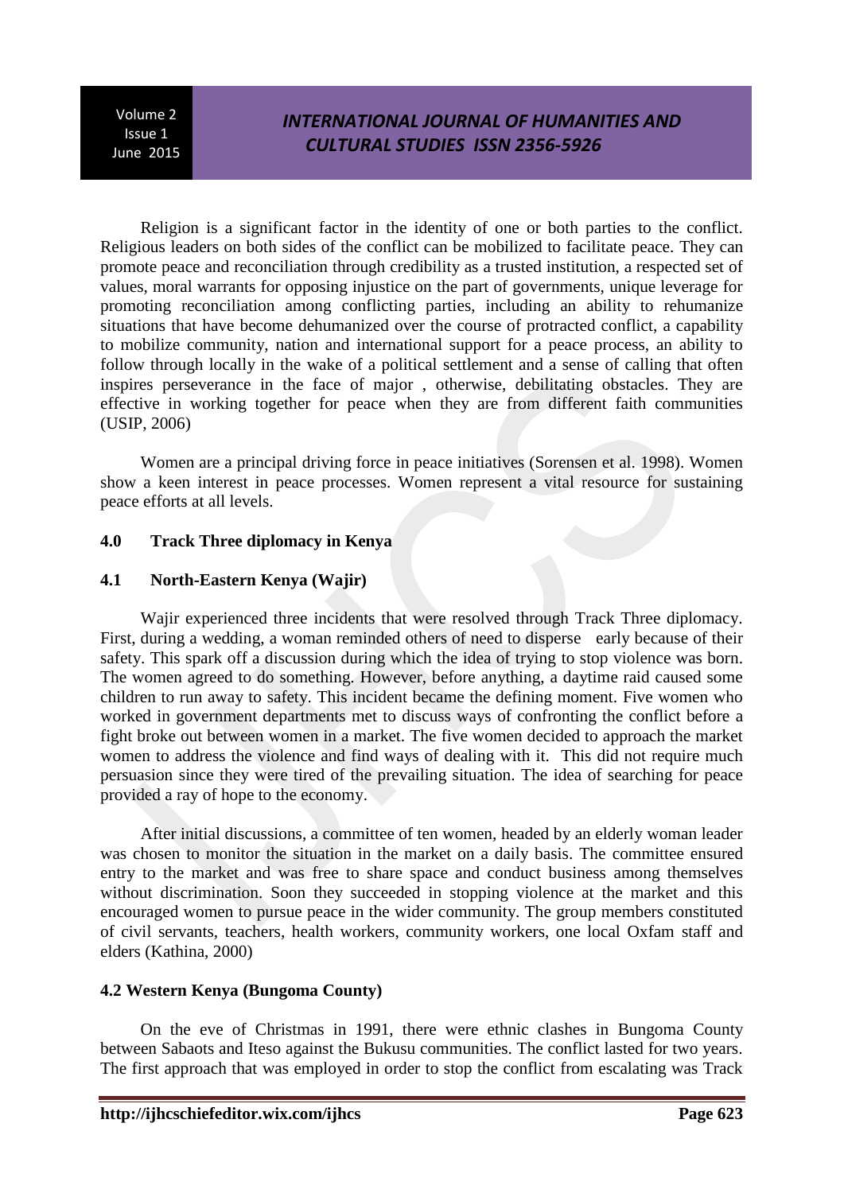Religion is a significant factor in the identity of one or both parties to the conflict. Religious leaders on both sides of the conflict can be mobilized to facilitate peace. They can promote peace and reconciliation through credibility as a trusted institution, a respected set of values, moral warrants for opposing injustice on the part of governments, unique leverage for promoting reconciliation among conflicting parties, including an ability to rehumanize situations that have become dehumanized over the course of protracted conflict, a capability to mobilize community, nation and international support for a peace process, an ability to follow through locally in the wake of a political settlement and a sense of calling that often inspires perseverance in the face of major , otherwise, debilitating obstacles. They are effective in working together for peace when they are from different faith communities (USIP, 2006)

Women are a principal driving force in peace initiatives (Sorensen et al. 1998). Women show a keen interest in peace processes. Women represent a vital resource for sustaining peace efforts at all levels.

## 4.0 Track Three diplomacy in Kenya

### 4.1 North-Eastern Kenya (Wajir)

Wajir experienced three incidents that were resolved through Track Three diplomacy. First, during a wedding, a woman reminded others of need to disperse early because of their safety. This spark off a discussion during which the idea of trying to stop violence was born. The women agreed to do something. However, before anything, a daytime raid caused some children to run away to safety. This incident became the defining moment. Five women who worked in government departments met to discuss ways of confronting the conflict before a fight broke out between women in a market. The five women decided to approach the market women to address the violence and find ways of dealing with it. This did not require much persuasion since they were tired of the prevailing situation. The idea of searching for peace provided a ray of hope to the economy.

After initial discussions, a committee of ten women, headed by an elderly woman leader was chosen to monitor the situation in the market on a daily basis. The committee ensured entry to the market and was free to share space and conduct business among themselves without discrimination. Soon they succeeded in stopping violence at the market and this encouraged women to pursue peace in the wider community. The group members constituted of civil servants, teachers, health workers, community workers, one local Oxfam staff and elders (Kathina, 2000)

### 4.2 Western Kenya (Bungoma County)

On the eve of Christmas in 1991, there were ethnic clashes in Bungoma County between Sabaots and Iteso against the Bukusu communities. The conflict lasted for two years. The first approach that was employed in order to stop the conflict from escalating was Track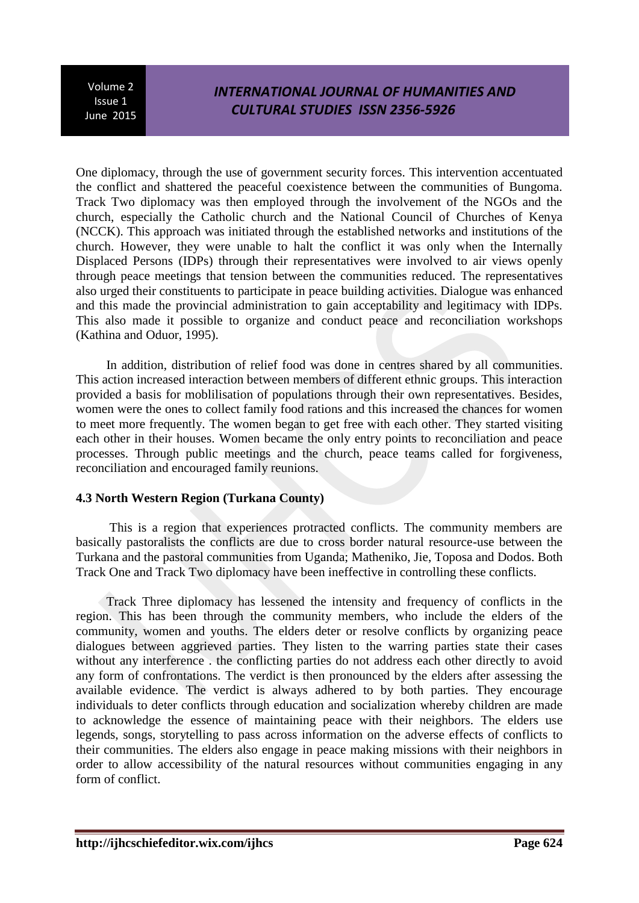One diplomacy, through the use of government security forces. This intervention accentuated the conflict and shattered the peaceful coexistence between the communities of Bungoma. Track Two diplomacy was then employed through the involvement of the NGOs and the church, especially the Catholic church and the National Council of Churches of Kenya (NCCK). This approach was initiated through the established networks and institutions of the church. However, they were unable to halt the conflict it was only when the Internally Displaced Persons (IDPs) through their representatives were involved to air views openly through peace meetings that tension between the communities reduced. The representatives also urged their constituents to participate in peace building activities. Dialogue was enhanced and this made the provincial administration to gain acceptability and legitimacy with IDPs. This also made it possible to organize and conduct peace and reconciliation workshops (Kathina and Oduor, 1995).

In addition, distribution of relief food was done in centres shared by all communities. This action increased interaction between members of different ethnic groups. This interaction provided a basis for moblilisation of populations through their own representatives. Besides, women were the ones to collect family food rations and this increased the chances for women to meet more frequently. The women began to get free with each other. They started visiting each other in their houses. Women became the only entry points to reconciliation and peace processes. Through public meetings and the church, peace teams called for forgiveness, reconciliation and encouraged family reunions.

### 4.3 North Western Region (Turkana County)

This is a region that experiences protracted conflicts. The community members are basically pastoralists the conflicts are due to cross border natural resource-use between the Turkana and the pastoral communities from Uganda; Matheniko, Jie, Toposa and Dodos. Both Track One and Track Two diplomacy have been ineffective in controlling these conflicts.

Track Three diplomacy has lessened the intensity and frequency of conflicts in the region. This has been through the community members, who include the elders of the community, women and youths. The elders deter or resolve conflicts by organizing peace dialogues between aggrieved parties. They listen to the warring parties state their cases without any interference . the conflicting parties do not address each other directly to avoid any form of confrontations. The verdict is then pronounced by the elders after assessing the available evidence. The verdict is always adhered to by both parties. They encourage individuals to deter conflicts through education and socialization whereby children are made to acknowledge the essence of maintaining peace with their neighbors. The elders use legends, songs, storytelling to pass across information on the adverse effects of conflicts to their communities. The elders also engage in peace making missions with their neighbors in order to allow accessibility of the natural resources without communities engaging in any form of conflict.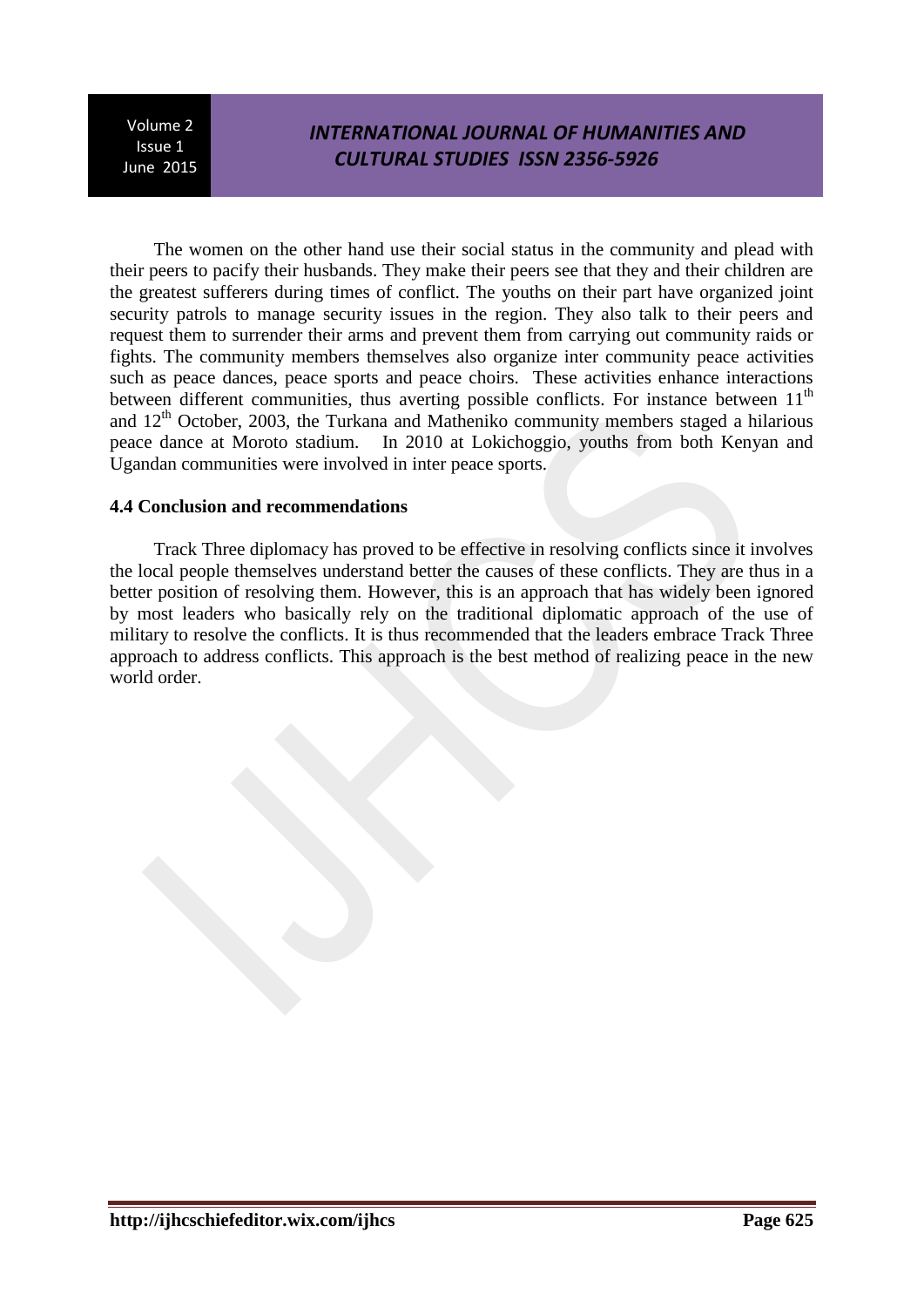The women on the other hand use their social status in the community and plead with their peers to pacify their husbands. They make their peers see that they and their children are the greatest sufferers during times of conflict. The youths on their part have organized joint security patrols to manage security issues in the region. They also talk to their peers and request them to surrender their arms and prevent them from carrying out community raids or fights. The community members themselves also organize inter community peace activities such as peace dances, peace sports and peace choirs. These activities enhance interactions between different communities, thus averting possible conflicts. For instance between 11th and 12th October, 2003, the Turkana and Matheniko community members staged a hilarious peace dance at Moroto stadium. In 2010 at Lokichoggio, youths from both Kenyan and Ugandan communities were involved in inter peace sports.

### 4.4 Conclusion and recommendations

Track Three diplomacy has proved to be effective in resolving conflicts since it involves the local people themselves understand better the causes of these conflicts. They are thus in a better position of resolving them. However, this is an approach that has widely been ignored by most leaders who basically rely on the traditional diplomatic approach of the use of military to resolve the conflicts. It is thus recommended that the leaders embrace Track Three approach to address conflicts. This approach is the best method of realizing peace in the new world order.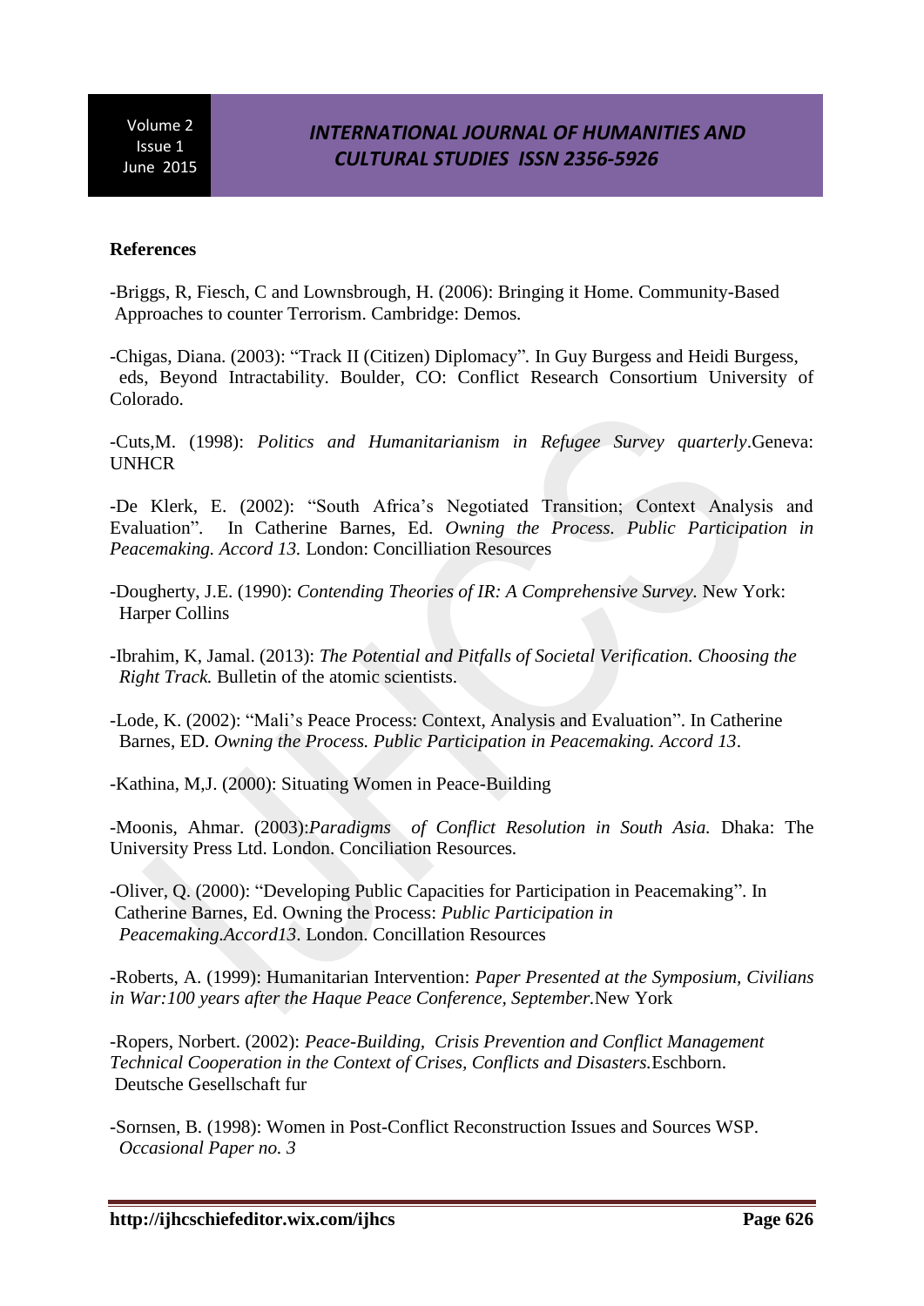**References**

-Briggs, R, Fiesch, C and Lownsbrough, H. (2006): Bringing it Home. Community-Based Approaches to counter Terrorism. Cambridge: Demos.

-Chigas, Diana. (2003): "Track II (Citizen) Diplomacy". In Guy Burgess and Heidi Burgess, eds, Beyond Intractability. Boulder, CO: Conflict Research Consortium University of Colorado.

-Cuts,M. (1998): *Politics and Humanitarianism in Refugee Survey quarterly*.Geneva: UNHCR

-De Klerk, E. (2002): "South Africa's Negotiated Transition; Context Analysis and Evaluation". In Catherine Barnes, Ed. *Owning the Process. Public Participation in Peacemaking. Accord 13.* London: Concilliation Resources

-Dougherty, J.E. (1990): *Contending Theories of IR: A Comprehensive Survey.* New York: Harper Collins

-Ibrahim, K, Jamal. (2013): *The Potential and Pitfalls of Societal Verification. Choosing the Right Track.* Bulletin of the atomic scientists.

-Lode, K. (2002): "Mali's Peace Process: Context, Analysis and Evaluation". In Catherine Barnes, ED. *Owning the Process. Public Participation in Peacemaking. Accord 13*.

-Kathina, M,J. (2000): Situating Women in Peace-Building

-Moonis, Ahmar. (2003):*Paradigms of Conflict Resolution in South Asia.* Dhaka: The University Press Ltd. London. Conciliation Resources.

-Oliver, Q. (2000): "Developing Public Capacities for Participation in Peacemaking". In Catherine Barnes, Ed. Owning the Process: *Public Participation in Peacemaking.Accord13*. London. Concillation Resources

-Roberts, A. (1999): Humanitarian Intervention: *Paper Presented at the Symposium, Civilians in War:100 years after the Haque Peace Conference, September.*New York

-Ropers, Norbert. (2002): *Peace-Building, Crisis Prevention and Conflict Management Technical Cooperation in the Context of Crises, Conflicts and Disasters.*Eschborn. Deutsche Gesellschaft fur

-Sornsen, B. (1998): Women in Post-Conflict Reconstruction Issues and Sources WSP. *Occasional Paper no. 3*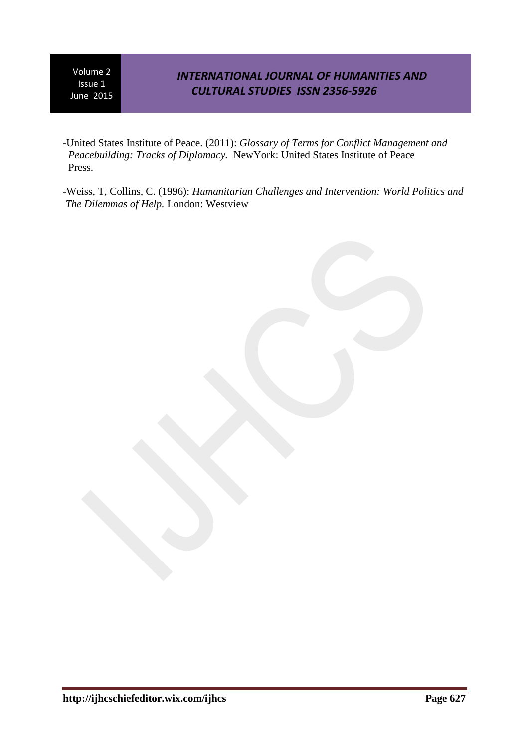-United States Institute of Peace. (2011): *Glossary of Terms for Conflict Management and Peacebuilding: Tracks of Diplomacy.* NewYork: United States Institute of Peace Press.

-Weiss, T, Collins, C. (1996): *Humanitarian Challenges and Intervention: World Politics and The Dilemmas of Help.* London: Westview